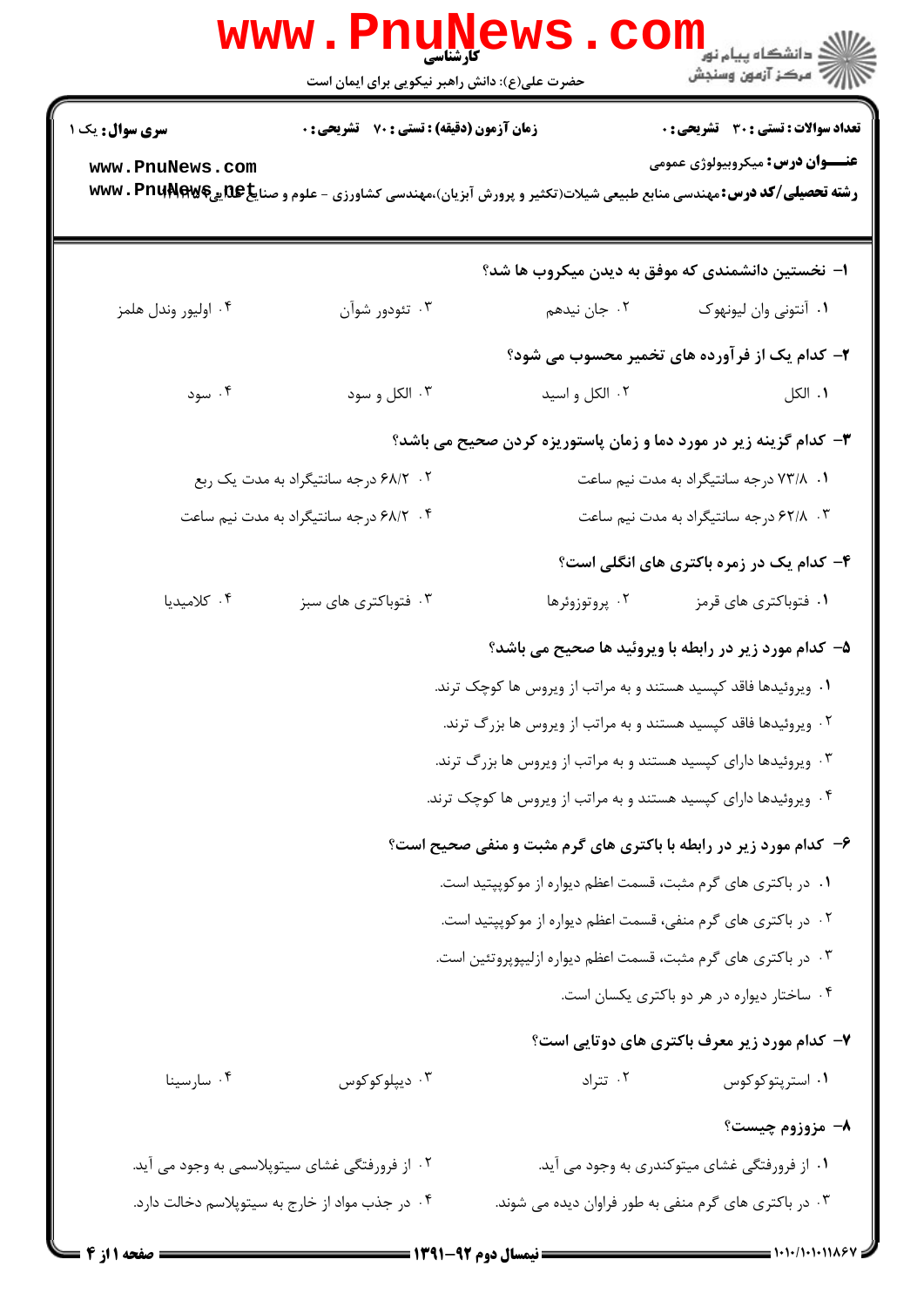کارشناسی

حضرت علی(ع): دانش راهبر نیکویی برای ایمان است

**سری سوال:** یک ۱

**زمان آزمون (دقیقه) : تستی : ۷۰ تشریحی : ۰**

**تعداد سوالات : تستی : ۳۰ تشریحی : ۰**

**عنـــوان درس:** میکروبیولوژی عمومی

**رشته تحصیلی/کد درس:** مهندسی منابع طبیعی شیلات(تکثیر و پرورش آبزیان)،مهندسی کشاورزی - علوم و صنایع غذایی

**۱- نخستین دانشمندی که موفق به دیدن میکروب ها شد؟**

۱. آنتونی وان لیونهوک
۲. جان نیدهم
۳. تئودور شوآن
۴. اولیور وندل هلمز

**۲- کدام یک از فرآورده های تخمیر محسوب می شود؟**

۱. الکل
۲. الکل و اسید
۳. الکل و سود
۴. سود

**۳- کدام گزینه زیر در مورد دما و زمان پاستوریزه کردن صحیح می باشد؟**

۱. ۷۳/۸ درجه سانتیگراد به مدت نیم ساعت
۲. ۶۸/۲ درجه سانتیگراد به مدت یک ربع
۳. ۶۲/۸ درجه سانتیگراد به مدت نیم ساعت
۴. ۶۸/۲ درجه سانتیگراد به مدت نیم ساعت

**۴- کدام یک در زمره باکتری های انگلی است؟**

۱. فتوباکتری های قرمز
۲. پروتوزوئرها
۳. فتوباکتری های سبز
۴. کلامیدیا

**۵- کدام مورد زیر در رابطه با ویروئید ها صحیح می باشد؟**

۱. ویروئیدها فاقد کپسید هستند و به مراتب از ویروس ها کوچک ترند.
۲. ویروئیدها فاقد کپسید هستند و به مراتب از ویروس ها بزرگ ترند.
۳. ویروئیدها دارای کپسید هستند و به مراتب از ویروس ها بزرگ ترند.
۴. ویروئیدها دارای کپسید هستند و به مراتب از ویروس ها کوچک ترند.

**۶- کدام مورد زیر در رابطه با باکتری های گرم مثبت و منفی صحیح است؟**

۱. در باکتری های گرم مثبت، قسمت اعظم دیواره از موکوپپتید است.
۲. در باکتری های گرم منفی، قسمت اعظم دیواره از موکوپپتید است.
۳. در باکتری های گرم مثبت، قسمت اعظم دیواره ازلیپوپروتئین است.
۴. ساختار دیواره در هر دو باکتری یکسان است.

**۷- کدام مورد زیر معرف باکتری های دوتایی است؟**

۱. استرپتوکوکوس
۲. تتراد
۳. دیپلوکوکوس
۴. سارسینا

**۸- مزوزوم چیست؟**

۱. از فرورفتگی غشای میتوکندری به وجود می آید.
۲. از فرورفتگی غشای سیتوپلاسمی به وجود می آید.
۳. در باکتری های گرم منفی به طور فراوان دیده می شوند.
۴. در جذب مواد از خارج به سیتوپلاسم دخالت دارد.

نیمسال دوم ۹۲-۱۳۹۱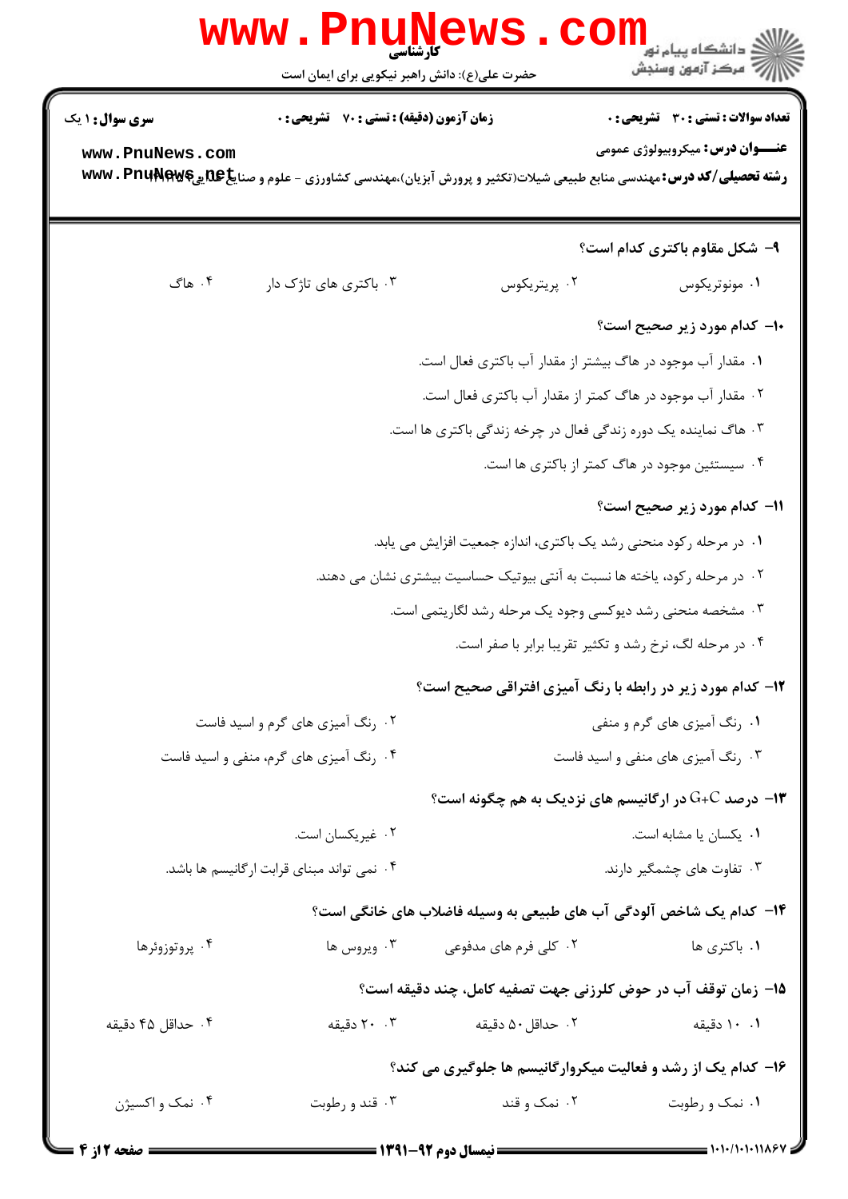**۹- شکل مقاوم باکتری کدام است؟**

۱. مونوتریکوس
۲. پریتریکوس
۳. باکتری های تاژک دار
۴. هاگ

**۱۰- کدام مورد زیر صحیح است؟**

۱. مقدار آب موجود در هاگ بیشتر از مقدار آب باکتری فعال است.
۲. مقدار آب موجود در هاگ کمتر از مقدار آب باکتری فعال است.
۳. هاگ نماینده یک دوره زندگی فعال در چرخه زندگی باکتری ها است.
۴. سیستئین موجود در هاگ کمتر از باکتری ها است.

**۱۱- کدام مورد زیر صحیح است؟**

۱. در مرحله رکود منحنی رشد یک باکتری، اندازه جمعیت افزایش می یابد.
۲. در مرحله رکود، یاخته ها نسبت به آنتی بیوتیک حساسیت بیشتری نشان می دهند.
۳. مشخصه منحنی رشد دیوکسی وجود یک مرحله رشد لگاریتمی است.
۴. در مرحله لگ، نرخ رشد و تکثیر تقریبا برابر با صفر است.

**۱۲- کدام مورد زیر در رابطه با رنگ آمیزی افتراقی صحیح است؟**

۱. رنگ آمیزی های گرم و منفی
۲. رنگ آمیزی های گرم و اسید فاست
۳. رنگ آمیزی های منفی و اسید فاست
۴. رنگ آمیزی های گرم، منفی و اسید فاست

**۱۳- درصد G+C در ارگانیسم های نزدیک به هم چگونه است؟**

۱. یکسان یا مشابه است.
۲. غیریکسان است.
۳. تفاوت های چشمگیر دارند.
۴. نمی تواند مبنای قرابت ارگانیسم ها باشد.

**۱۴- کدام یک شاخص آلودگی آب های طبیعی به وسیله فاضلاب های خانگی است؟**

۱. باکتری ها
۲. کلی فرم های مدفوعی
۳. ویروس ها
۴. پروتوزوئرها

**۱۵- زمان توقف آب در حوض کلرزنی جهت تصفیه کامل، چند دقیقه است؟**

۱. ۱۰ دقیقه
۲. حداقل ۵۰ دقیقه
۳. ۲۰ دقیقه
۴. حداقل ۴۵ دقیقه

**۱۶- کدام یک از رشد و فعالیت میکروارگانیسم ها جلوگیری می کند؟**

۱. نمک و رطوبت
۲. نمک و قند
۳. قند و رطوبت
۴. نمک و اکسیژن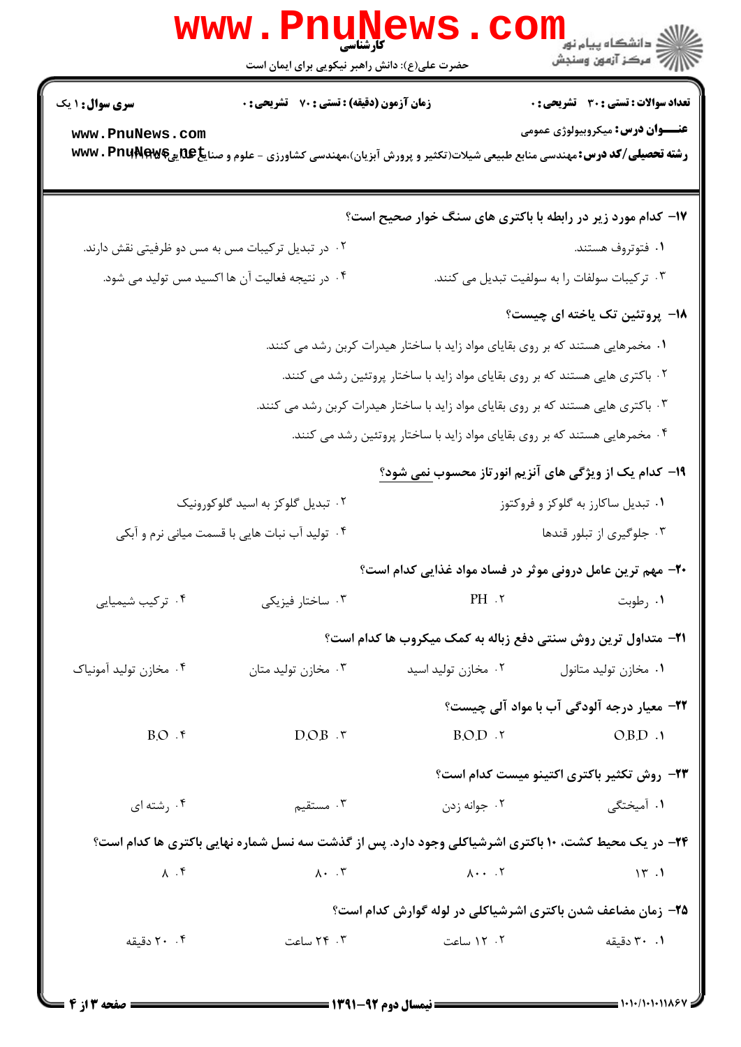۱۷- کدام مورد زیر در رابطه با باکتری های سنگ خوار صحیح است؟

۱. فتوتروف هستند.

۲. در تبدیل ترکیبات مس به مس دو ظرفیتی نقش دارند.

۳. ترکیبات سولفات را به سولفیت تبدیل می کنند.

۴. در نتیجه فعالیت آن ها اکسید مس تولید می شود.

۱۸- پروتئین تک یاخته ای چیست؟

۱. مخمرهایی هستند که بر روی بقایای مواد زاید با ساختار هیدرات کربن رشد می کنند.

۲. باکتری هایی هستند که بر روی بقایای مواد زاید با ساختار پروتئین رشد می کنند.

۳. باکتری هایی هستند که بر روی بقایای مواد زاید با ساختار هیدرات کربن رشد می کنند.

۴. مخمرهایی هستند که بر روی بقایای مواد زاید با ساختار پروتئین رشد می کنند.

۱۹- کدام یک از ویژگی های آنزیم انورتاز محسوب نمی شود؟

۱. تبدیل ساکارز به گلوکز و فروکتوز

۲. تبدیل گلوکز به اسید گلوکورونیک

۳. جلوگیری از تبلور قندها

۴. تولید آب نبات هایی با قسمت میانی نرم و آبکی

۲۰- مهم ترین عامل درونی موثر در فساد مواد غذایی کدام است؟

۱. رطوبت

۲. PH

۳. ساختار فیزیکی

۴. ترکیب شیمیایی

۲۱- متداول ترین روش سنتی دفع زباله به کمک میکروب ها کدام است؟

۱. مخازن تولید متانول

۲. مخازن تولید اسید

۳. مخازن تولید متان

۴. مخازن تولید آمونیاک

۲۲- معیار درجه آلودگی آب با مواد آلی چیست؟

۱. O.B.D

۲. B.O.D

۳. D.O.B

۴. B.O

۲۳- روش تکثیر باکتری اکتینو میست کدام است؟

۱. آمیختگی

۲. جوانه زدن

۳. مستقیم

۴. رشته ای

۲۴- در یک محیط کشت، ۱۰ باکتری اشرشیاکلی وجود دارد. پس از گذشت سه نسل شماره نهایی باکتری ها کدام است؟

۱. ۱۳

۲. ۸۰۰

۳. ۸۰

۴. ۸

۲۵- زمان مضاعف شدن باکتری اشرشیاکلی در لوله گوارش کدام است؟

۱. ۳۰ دقیقه

۲. ۱۲ ساعت

۳. ۲۴ ساعت

۴. ۲۰ دقیقه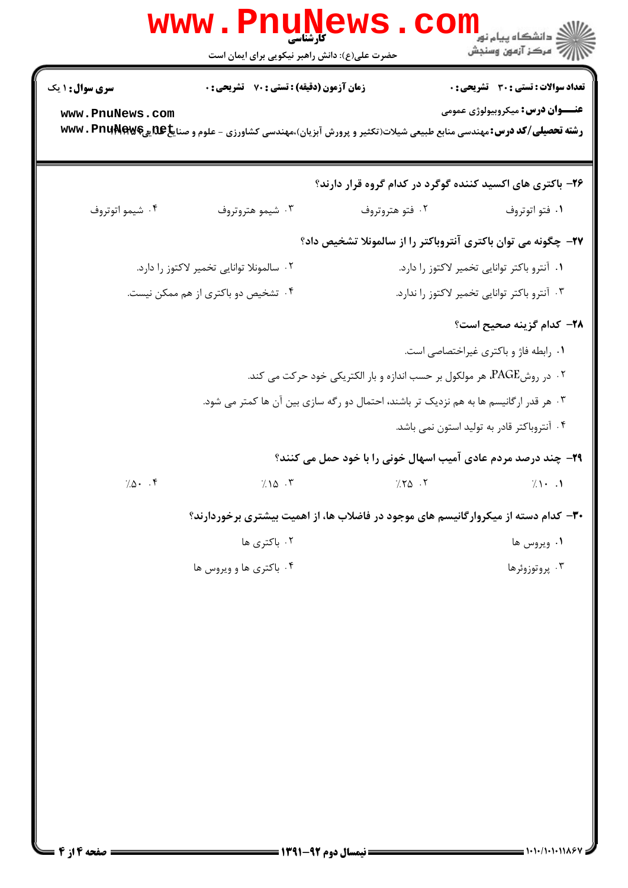**۲۶-** باکتری های اکسید کننده گوگرد در کدام گروه قرار دارند؟

۱. فتو اتوتروف
۲. فتو هتروتروف
۳. شیمو هتروتروف
۴. شیمو اتوتروف

**۲۷-** چگونه می توان باکتری آنتروباکتر را از سالمونلا تشخیص داد؟

۱. آنترو باکتر توانایی تخمیر لاکتوز را دارد.
۲. سالمونلا توانایی تخمیر لاکتوز را دارد.
۳. آنترو باکتر توانایی تخمیر لاکتوز را ندارد.
۴. تشخیص دو باکتری از هم ممکن نیست.

**۲۸-** کدام گزینه صحیح است؟

۱. رابطه فاژ و باکتری غیراختصاصی است.
۲. در روش PAGE، هر مولکول بر حسب اندازه و بار الکتریکی خود حرکت می کند.
۳. هر قدر ارگانیسم ها به هم نزدیک تر باشند، احتمال دو رگه سازی بین آن ها کمتر می شود.
۴. آنتروباکتر قادر به تولید استون نمی باشد.

**۲۹-** چند درصد مردم عادی آمیب اسهال خونی را با خود حمل می کنند؟

۱. ٪۱۰
۲. ٪۲۵
۳. ٪۱۵
۴. ٪۵۰

**۳۰-** کدام دسته از میکروارگانیسم های موجود در فاضلاب ها، از اهمیت بیشتری برخوردارند؟

۱. ویروس ها
۲. باکتری ها
۳. پروتوزوئرها
۴. باکتری ها و ویروس ها